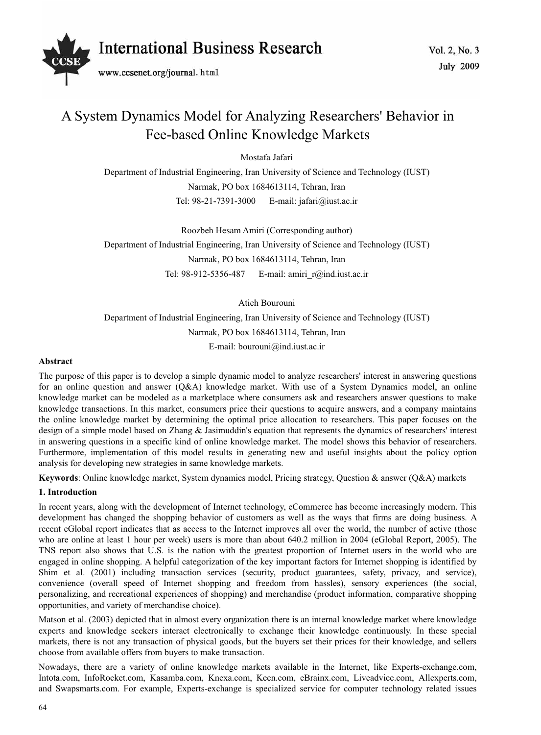# A System Dynamics Model for Analyzing Researchers' Behavior in Fee-based Online Knowledge Markets

Mostafa Jafari

Department of Industrial Engineering, Iran University of Science and Technology (IUST)

Narmak, PO box 1684613114, Tehran, Iran

Tel: 98-21-7391-3000 E-mail: jafari@iust.ac.ir

Roozbeh Hesam Amiri (Corresponding author)

Department of Industrial Engineering, Iran University of Science and Technology (IUST)

Narmak, PO box 1684613114, Tehran, Iran

Tel: 98-912-5356-487 E-mail: amiri_r@ind.iust.ac.ir

Atieh Bourouni

Department of Industrial Engineering, Iran University of Science and Technology (IUST)

Narmak, PO box 1684613114, Tehran, Iran

E-mail: bourouni@ind.iust.ac.ir

**Abstract**

The purpose of this paper is to develop a simple dynamic model to analyze researchers' interest in answering questions for an online question and answer (Q&A) knowledge market. With use of a System Dynamics model, an online knowledge market can be modeled as a marketplace where consumers ask and researchers answer questions to make knowledge transactions. In this market, consumers price their questions to acquire answers, and a company maintains the online knowledge market by determining the optimal price allocation to researchers. This paper focuses on the design of a simple model based on Zhang & Jasimuddin's equation that represents the dynamics of researchers' interest in answering questions in a specific kind of online knowledge market. The model shows this behavior of researchers. Furthermore, implementation of this model results in generating new and useful insights about the policy option analysis for developing new strategies in same knowledge markets.

**Keywords**: Online knowledge market, System dynamics model, Pricing strategy, Question & answer (Q&A) markets

## 1. Introduction

In recent years, along with the development of Internet technology, eCommerce has become increasingly modern. This development has changed the shopping behavior of customers as well as the ways that firms are doing business. A recent eGlobal report indicates that as access to the Internet improves all over the world, the number of active (those who are online at least 1 hour per week) users is more than about 640.2 million in 2004 (eGlobal Report, 2005). The TNS report also shows that U.S. is the nation with the greatest proportion of Internet users in the world who are engaged in online shopping. A helpful categorization of the key important factors for Internet shopping is identified by Shim et al. (2001) including transaction services (security, product guarantees, safety, privacy, and service), convenience (overall speed of Internet shopping and freedom from hassles), sensory experiences (the social, personalizing, and recreational experiences of shopping) and merchandise (product information, comparative shopping opportunities, and variety of merchandise choice).

Matson et al. (2003) depicted that in almost every organization there is an internal knowledge market where knowledge experts and knowledge seekers interact electronically to exchange their knowledge continuously. In these special markets, there is not any transaction of physical goods, but the buyers set their prices for their knowledge, and sellers choose from available offers from buyers to make transaction.

Nowadays, there are a variety of online knowledge markets available in the Internet, like Experts-exchange.com, Intota.com, InfoRocket.com, Kasamba.com, Knexa.com, Keen.com, eBrainx.com, Liveadvice.com, Allexperts.com, and Swapsmarts.com. For example, Experts-exchange is specialized service for computer technology related issues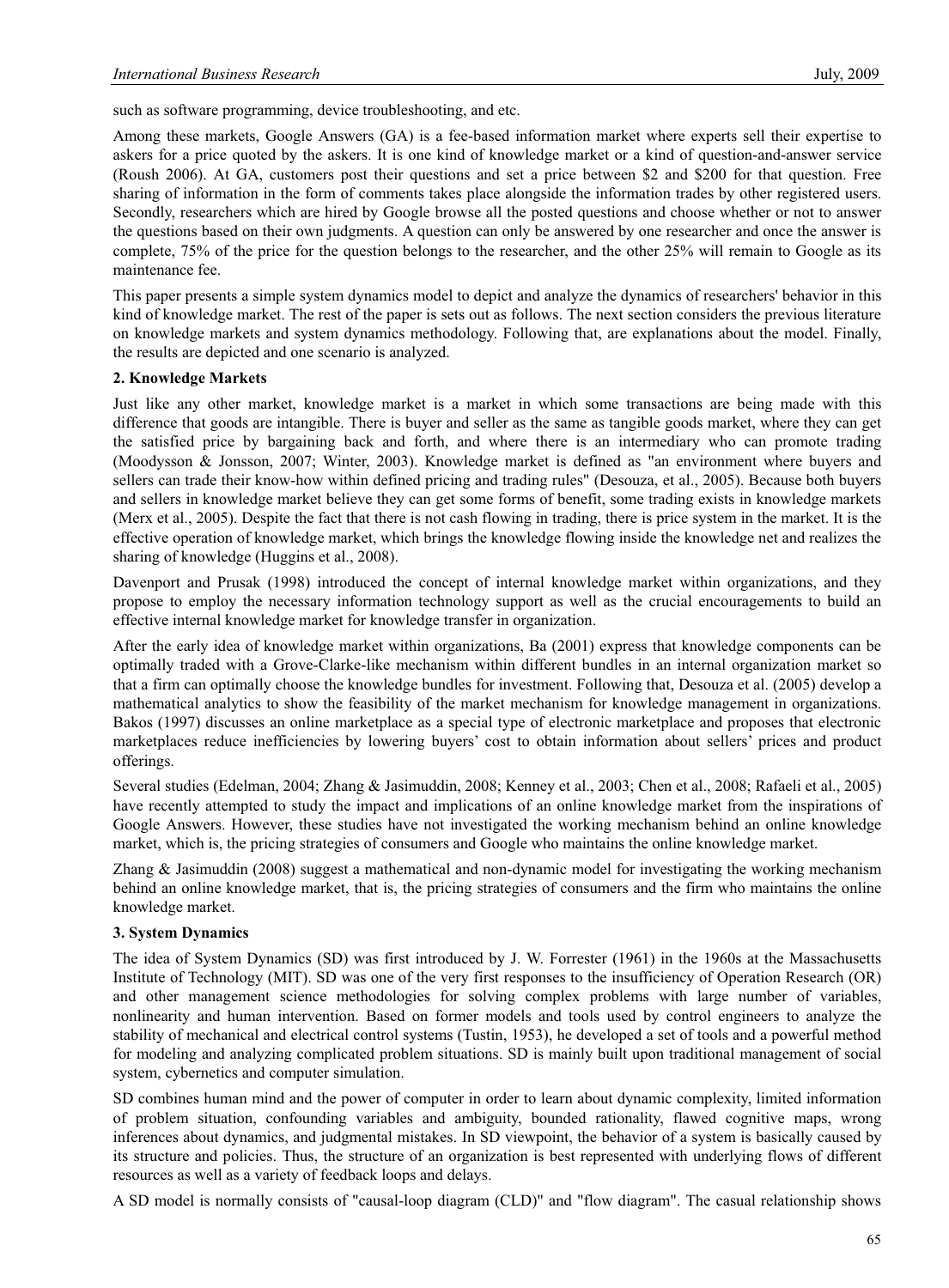such as software programming, device troubleshooting, and etc.

Among these markets, Google Answers (GA) is a fee-based information market where experts sell their expertise to askers for a price quoted by the askers. It is one kind of knowledge market or a kind of question-and-answer service (Roush 2006). At GA, customers post their questions and set a price between $2 and $200 for that question. Free sharing of information in the form of comments takes place alongside the information trades by other registered users. Secondly, researchers which are hired by Google browse all the posted questions and choose whether or not to answer the questions based on their own judgments. A question can only be answered by one researcher and once the answer is complete, 75% of the price for the question belongs to the researcher, and the other 25% will remain to Google as its maintenance fee.

This paper presents a simple system dynamics model to depict and analyze the dynamics of researchers' behavior in this kind of knowledge market. The rest of the paper is sets out as follows. The next section considers the previous literature on knowledge markets and system dynamics methodology. Following that, are explanations about the model. Finally, the results are depicted and one scenario is analyzed.

## 2. Knowledge Markets

Just like any other market, knowledge market is a market in which some transactions are being made with this difference that goods are intangible. There is buyer and seller as the same as tangible goods market, where they can get the satisfied price by bargaining back and forth, and where there is an intermediary who can promote trading (Moodysson & Jonsson, 2007; Winter, 2003). Knowledge market is defined as "an environment where buyers and sellers can trade their know-how within defined pricing and trading rules" (Desouza, et al., 2005). Because both buyers and sellers in knowledge market believe they can get some forms of benefit, some trading exists in knowledge markets (Merx et al., 2005). Despite the fact that there is not cash flowing in trading, there is price system in the market. It is the effective operation of knowledge market, which brings the knowledge flowing inside the knowledge net and realizes the sharing of knowledge (Huggins et al., 2008).

Davenport and Prusak (1998) introduced the concept of internal knowledge market within organizations, and they propose to employ the necessary information technology support as well as the crucial encouragements to build an effective internal knowledge market for knowledge transfer in organization.

After the early idea of knowledge market within organizations, Ba (2001) express that knowledge components can be optimally traded with a Grove-Clarke-like mechanism within different bundles in an internal organization market so that a firm can optimally choose the knowledge bundles for investment. Following that, Desouza et al. (2005) develop a mathematical analytics to show the feasibility of the market mechanism for knowledge management in organizations. Bakos (1997) discusses an online marketplace as a special type of electronic marketplace and proposes that electronic marketplaces reduce inefficiencies by lowering buyers' cost to obtain information about sellers' prices and product offerings.

Several studies (Edelman, 2004; Zhang & Jasimuddin, 2008; Kenney et al., 2003; Chen et al., 2008; Rafaeli et al., 2005) have recently attempted to study the impact and implications of an online knowledge market from the inspirations of Google Answers. However, these studies have not investigated the working mechanism behind an online knowledge market, which is, the pricing strategies of consumers and Google who maintains the online knowledge market.

Zhang & Jasimuddin (2008) suggest a mathematical and non-dynamic model for investigating the working mechanism behind an online knowledge market, that is, the pricing strategies of consumers and the firm who maintains the online knowledge market.

## 3. System Dynamics

The idea of System Dynamics (SD) was first introduced by J. W. Forrester (1961) in the 1960s at the Massachusetts Institute of Technology (MIT). SD was one of the very first responses to the insufficiency of Operation Research (OR) and other management science methodologies for solving complex problems with large number of variables, nonlinearity and human intervention. Based on former models and tools used by control engineers to analyze the stability of mechanical and electrical control systems (Tustin, 1953), he developed a set of tools and a powerful method for modeling and analyzing complicated problem situations. SD is mainly built upon traditional management of social system, cybernetics and computer simulation.

SD combines human mind and the power of computer in order to learn about dynamic complexity, limited information of problem situation, confounding variables and ambiguity, bounded rationality, flawed cognitive maps, wrong inferences about dynamics, and judgmental mistakes. In SD viewpoint, the behavior of a system is basically caused by its structure and policies. Thus, the structure of an organization is best represented with underlying flows of different resources as well as a variety of feedback loops and delays.

A SD model is normally consists of "causal-loop diagram (CLD)" and "flow diagram". The casual relationship shows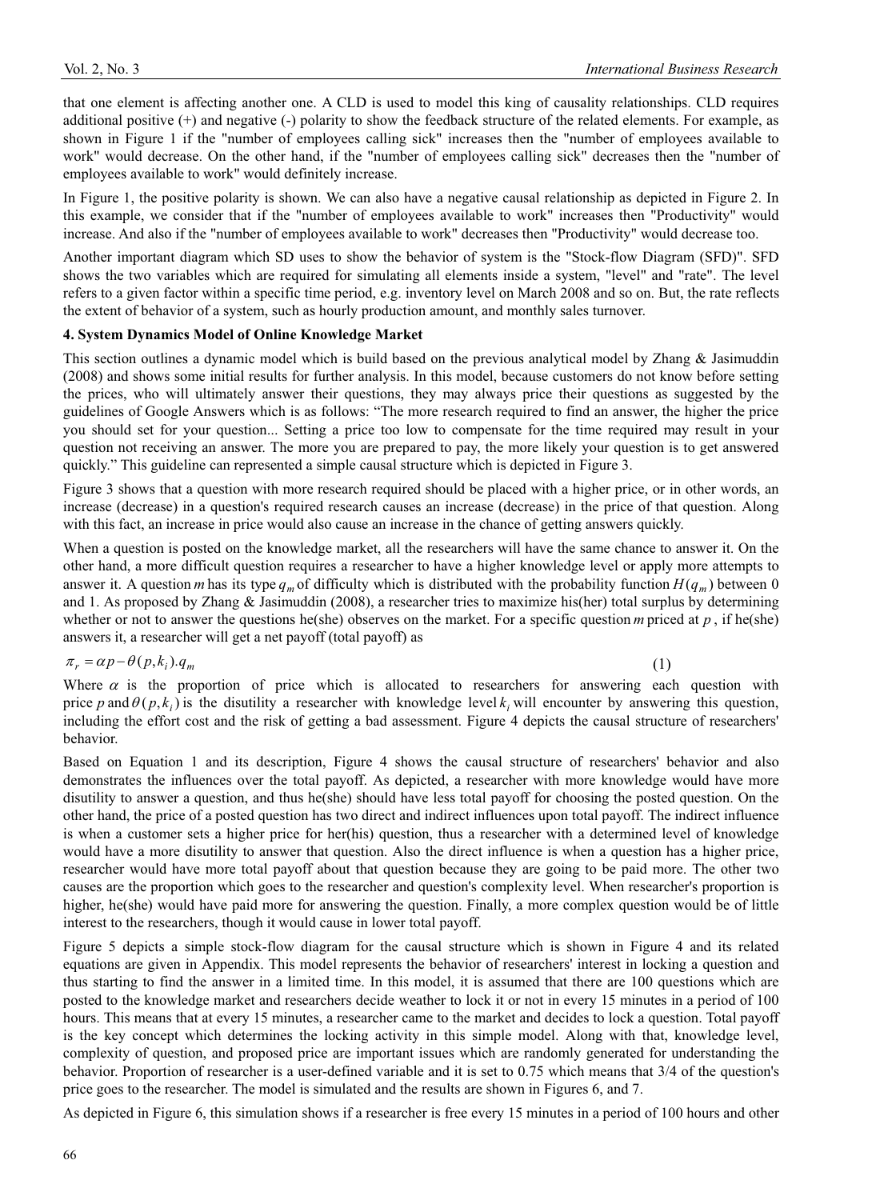that one element is affecting another one. A CLD is used to model this king of causality relationships. CLD requires additional positive (+) and negative (-) polarity to show the feedback structure of the related elements. For example, as shown in Figure 1 if the "number of employees calling sick" increases then the "number of employees available to work" would decrease. On the other hand, if the "number of employees calling sick" decreases then the "number of employees available to work" would definitely increase.

In Figure 1, the positive polarity is shown. We can also have a negative causal relationship as depicted in Figure 2. In this example, we consider that if the "number of employees available to work" increases then "Productivity" would increase. And also if the "number of employees available to work" decreases then "Productivity" would decrease too.

Another important diagram which SD uses to show the behavior of system is the "Stock-flow Diagram (SFD)". SFD shows the two variables which are required for simulating all elements inside a system, "level" and "rate". The level refers to a given factor within a specific time period, e.g. inventory level on March 2008 and so on. But, the rate reflects the extent of behavior of a system, such as hourly production amount, and monthly sales turnover.

**4. System Dynamics Model of Online Knowledge Market**

This section outlines a dynamic model which is build based on the previous analytical model by Zhang & Jasimuddin (2008) and shows some initial results for further analysis. In this model, because customers do not know before setting the prices, who will ultimately answer their questions, they may always price their questions as suggested by the guidelines of Google Answers which is as follows: "The more research required to find an answer, the higher the price you should set for your question... Setting a price too low to compensate for the time required may result in your question not receiving an answer. The more you are prepared to pay, the more likely your question is to get answered quickly." This guideline can represented a simple causal structure which is depicted in Figure 3.

Figure 3 shows that a question with more research required should be placed with a higher price, or in other words, an increase (decrease) in a question's required research causes an increase (decrease) in the price of that question. Along with this fact, an increase in price would also cause an increase in the chance of getting answers quickly.

When a question is posted on the knowledge market, all the researchers will have the same chance to answer it. On the other hand, a more difficult question requires a researcher to have a higher knowledge level or apply more attempts to answer it. A question $m$ has its type $q_m$ of difficulty which is distributed with the probability function $H(q_m)$ between 0 and 1. As proposed by Zhang & Jasimuddin (2008), a researcher tries to maximize his(her) total surplus by determining whether or not to answer the questions he(she) observes on the market. For a specific question $m$ priced at $p$, if he(she) answers it, a researcher will get a net payoff (total payoff) as

$$\pi_r = \alpha p - \theta(p, k_i).q_m \tag{1}$$

Where $\alpha$ is the proportion of price which is allocated to researchers for answering each question with price $p$ and $\theta(p, k_i)$ is the disutility a researcher with knowledge level $k_i$ will encounter by answering this question, including the effort cost and the risk of getting a bad assessment. Figure 4 depicts the causal structure of researchers' behavior.

Based on Equation 1 and its description, Figure 4 shows the causal structure of researchers' behavior and also demonstrates the influences over the total payoff. As depicted, a researcher with more knowledge would have more disutility to answer a question, and thus he(she) should have less total payoff for choosing the posted question. On the other hand, the price of a posted question has two direct and indirect influences upon total payoff. The indirect influence is when a customer sets a higher price for her(his) question, thus a researcher with a determined level of knowledge would have a more disutility to answer that question. Also the direct influence is when a question has a higher price, researcher would have more total payoff about that question because they are going to be paid more. The other two causes are the proportion which goes to the researcher and question's complexity level. When researcher's proportion is higher, he(she) would have paid more for answering the question. Finally, a more complex question would be of little interest to the researchers, though it would cause in lower total payoff.

Figure 5 depicts a simple stock-flow diagram for the causal structure which is shown in Figure 4 and its related equations are given in Appendix. This model represents the behavior of researchers' interest in locking a question and thus starting to find the answer in a limited time. In this model, it is assumed that there are 100 questions which are posted to the knowledge market and researchers decide weather to lock it or not in every 15 minutes in a period of 100 hours. This means that at every 15 minutes, a researcher came to the market and decides to lock a question. Total payoff is the key concept which determines the locking activity in this simple model. Along with that, knowledge level, complexity of question, and proposed price are important issues which are randomly generated for understanding the behavior. Proportion of researcher is a user-defined variable and it is set to 0.75 which means that 3/4 of the question's price goes to the researcher. The model is simulated and the results are shown in Figures 6, and 7.

As depicted in Figure 6, this simulation shows if a researcher is free every 15 minutes in a period of 100 hours and other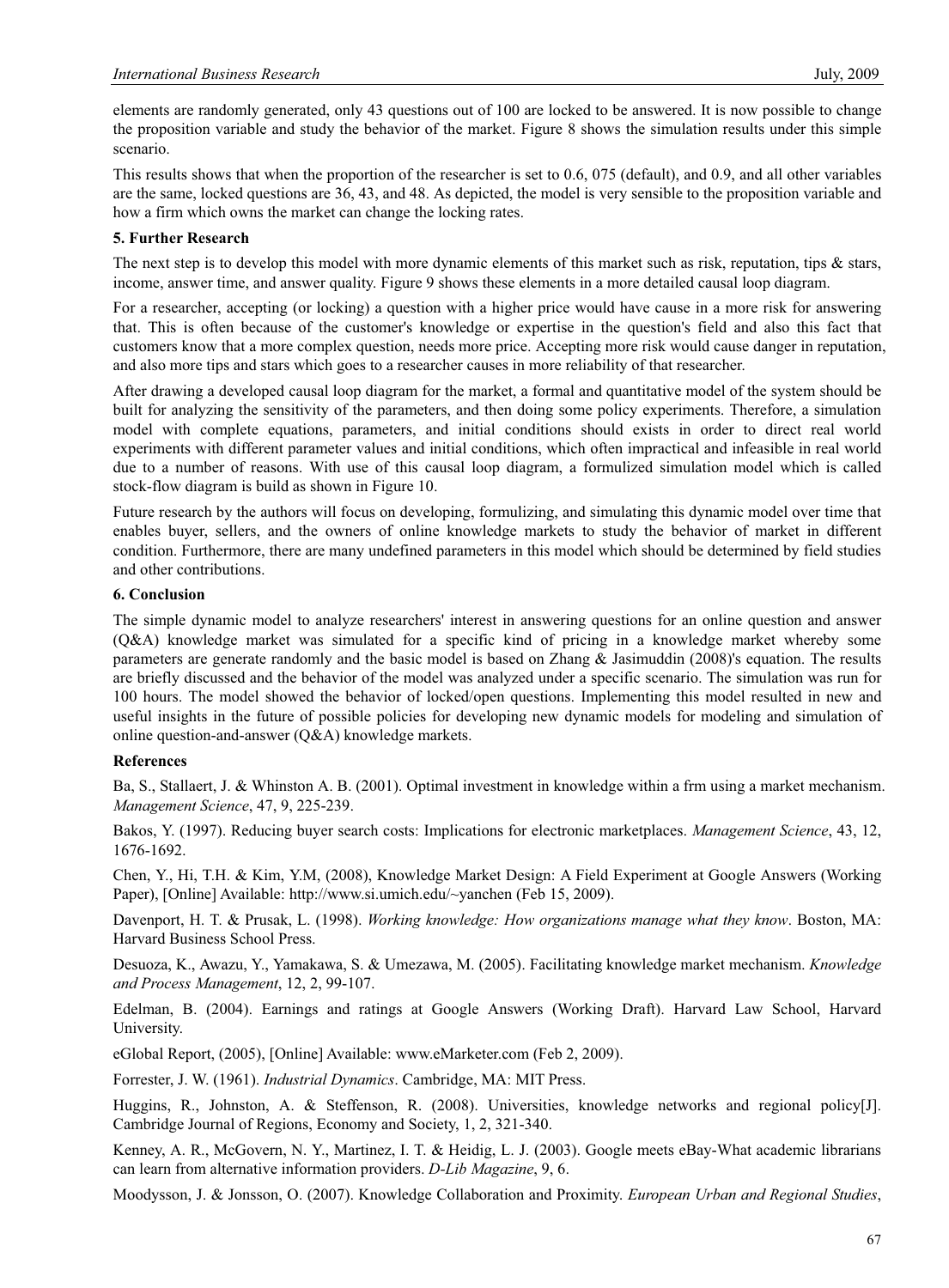elements are randomly generated, only 43 questions out of 100 are locked to be answered. It is now possible to change the proposition variable and study the behavior of the market. Figure 8 shows the simulation results under this simple scenario.

This results shows that when the proportion of the researcher is set to 0.6, 075 (default), and 0.9, and all other variables are the same, locked questions are 36, 43, and 48. As depicted, the model is very sensible to the proposition variable and how a firm which owns the market can change the locking rates.

### 5. Further Research

The next step is to develop this model with more dynamic elements of this market such as risk, reputation, tips & stars, income, answer time, and answer quality. Figure 9 shows these elements in a more detailed causal loop diagram.

For a researcher, accepting (or locking) a question with a higher price would have cause in a more risk for answering that. This is often because of the customer's knowledge or expertise in the question's field and also this fact that customers know that a more complex question, needs more price. Accepting more risk would cause danger in reputation, and also more tips and stars which goes to a researcher causes in more reliability of that researcher.

After drawing a developed causal loop diagram for the market, a formal and quantitative model of the system should be built for analyzing the sensitivity of the parameters, and then doing some policy experiments. Therefore, a simulation model with complete equations, parameters, and initial conditions should exists in order to direct real world experiments with different parameter values and initial conditions, which often impractical and infeasible in real world due to a number of reasons. With use of this causal loop diagram, a formulized simulation model which is called stock-flow diagram is build as shown in Figure 10.

Future research by the authors will focus on developing, formulizing, and simulating this dynamic model over time that enables buyer, sellers, and the owners of online knowledge markets to study the behavior of market in different condition. Furthermore, there are many undefined parameters in this model which should be determined by field studies and other contributions.

### 6. Conclusion

The simple dynamic model to analyze researchers' interest in answering questions for an online question and answer (Q&A) knowledge market was simulated for a specific kind of pricing in a knowledge market whereby some parameters are generate randomly and the basic model is based on Zhang & Jasimuddin (2008)'s equation. The results are briefly discussed and the behavior of the model was analyzed under a specific scenario. The simulation was run for 100 hours. The model showed the behavior of locked/open questions. Implementing this model resulted in new and useful insights in the future of possible policies for developing new dynamic models for modeling and simulation of online question-and-answer (Q&A) knowledge markets.

### References

Ba, S., Stallaert, J. & Whinston A. B. (2001). Optimal investment in knowledge within a frm using a market mechanism. *Management Science*, 47, 9, 225-239.

Bakos, Y. (1997). Reducing buyer search costs: Implications for electronic marketplaces. *Management Science*, 43, 12, 1676-1692.

Chen, Y., Hi, T.H. & Kim, Y.M, (2008), Knowledge Market Design: A Field Experiment at Google Answers (Working Paper), [Online] Available: http://www.si.umich.edu/~yanchen (Feb 15, 2009).

Davenport, H. T. & Prusak, L. (1998). *Working knowledge: How organizations manage what they know*. Boston, MA: Harvard Business School Press.

Desuoza, K., Awazu, Y., Yamakawa, S. & Umezawa, M. (2005). Facilitating knowledge market mechanism. *Knowledge and Process Management*, 12, 2, 99-107.

Edelman, B. (2004). Earnings and ratings at Google Answers (Working Draft). Harvard Law School, Harvard University.

eGlobal Report, (2005), [Online] Available: www.eMarketer.com (Feb 2, 2009).

Forrester, J. W. (1961). *Industrial Dynamics*. Cambridge, MA: MIT Press.

Huggins, R., Johnston, A. & Steffenson, R. (2008). Universities, knowledge networks and regional policy[J]. Cambridge Journal of Regions, Economy and Society, 1, 2, 321-340.

Kenney, A. R., McGovern, N. Y., Martinez, I. T. & Heidig, L. J. (2003). Google meets eBay-What academic librarians can learn from alternative information providers. *D-Lib Magazine*, 9, 6.

Moodysson, J. & Jonsson, O. (2007). Knowledge Collaboration and Proximity. *European Urban and Regional Studies*,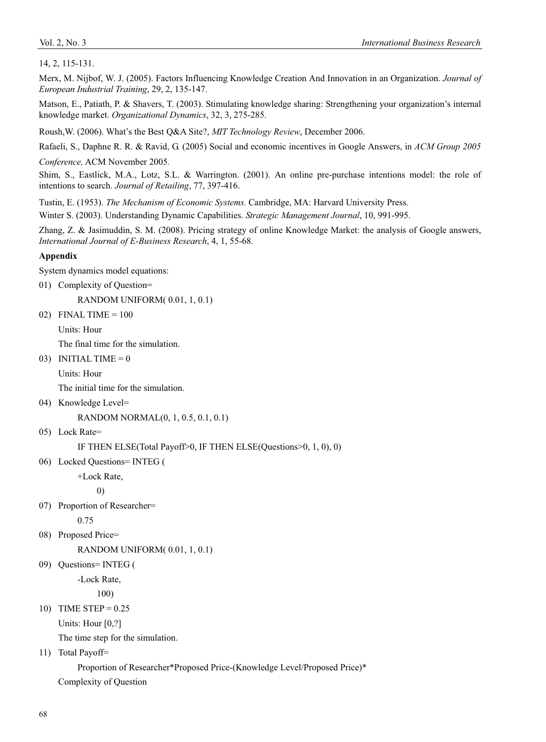14, 2, 115-131.

Merx, M. Nijbof, W. J. (2005). Factors Influencing Knowledge Creation And Innovation in an Organization. *Journal of European Industrial Training*, 29, 2, 135-147.

Matson, E., Patiath, P. & Shavers, T. (2003). Stimulating knowledge sharing: Strengthening your organization's internal knowledge market. *Organizational Dynamics*, 32, 3, 275-285.

Roush,W. (2006). What's the Best Q&A Site?, *MIT Technology Review*, December 2006.

Rafaeli, S., Daphne R. R. & Ravid, G. (2005) Social and economic incentives in Google Answers, in *ACM Group 2005 Conference,* ACM November 2005.

Shim, S., Eastlick, M.A., Lotz, S.L. & Warrington. (2001). An online pre-purchase intentions model: the role of intentions to search. *Journal of Retailing*, 77, 397-416.

Tustin, E. (1953). *The Mechanism of Economic Systems.* Cambridge, MA: Harvard University Press.

Winter S. (2003). Understanding Dynamic Capabilities. *Strategic Management Journal*, 10, 991-995.

Zhang, Z. & Jasimuddin, S. M. (2008). Pricing strategy of online Knowledge Market: the analysis of Google answers, *International Journal of E-Business Research*, 4, 1, 55-68.

**Appendix**

System dynamics model equations:

```
01) Complexity of Question=
        RANDOM UNIFORM( 0.01, 1, 0.1)
02) FINAL TIME = 100
    Units: Hour
    The final time for the simulation.
03) INITIAL TIME = 0
    Units: Hour
    The initial time for the simulation.
04) Knowledge Level=
        RANDOM NORMAL(0, 1, 0.5, 0.1, 0.1)
05) Lock Rate=
        IF THEN ELSE(Total Payoff>0, IF THEN ELSE(Questions>0, 1, 0), 0)
06) Locked Questions= INTEG (
        +Lock Rate,
            0)
07) Proportion of Researcher=
        0.75
08) Proposed Price=
        RANDOM UNIFORM( 0.01, 1, 0.1)
09) Questions= INTEG (
        -Lock Rate,
            100)
10) TIME STEP = 0.25
    Units: Hour [0,?]
    The time step for the simulation.
11) Total Payoff=
        Proportion of Researcher*Proposed Price-(Knowledge Level/Proposed Price)*
    Complexity of Question
```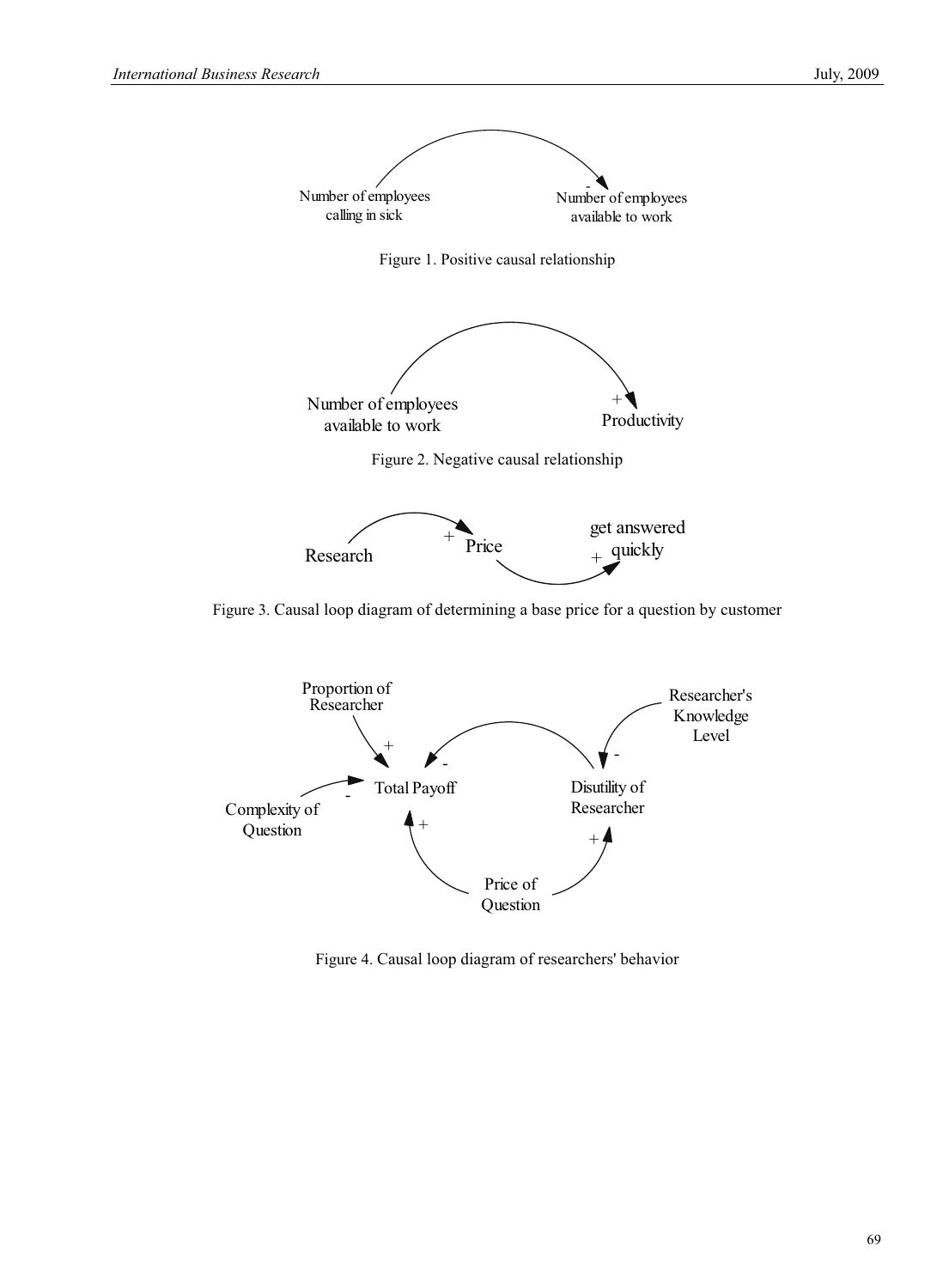Number of employees calling in sick

Number of employees available to work

Figure 1. Positive causal relationship

Number of employees available to work

Productivity

Figure 2. Negative causal relationship

Research

Price

get answered quickly

Figure 3. Causal loop diagram of determining a base price for a question by customer

Proportion of Researcher

Researcher's Knowledge Level

Total Payoff

Disutility of Researcher

Complexity of Question

Price of Question

Figure 4. Causal loop diagram of researchers' behavior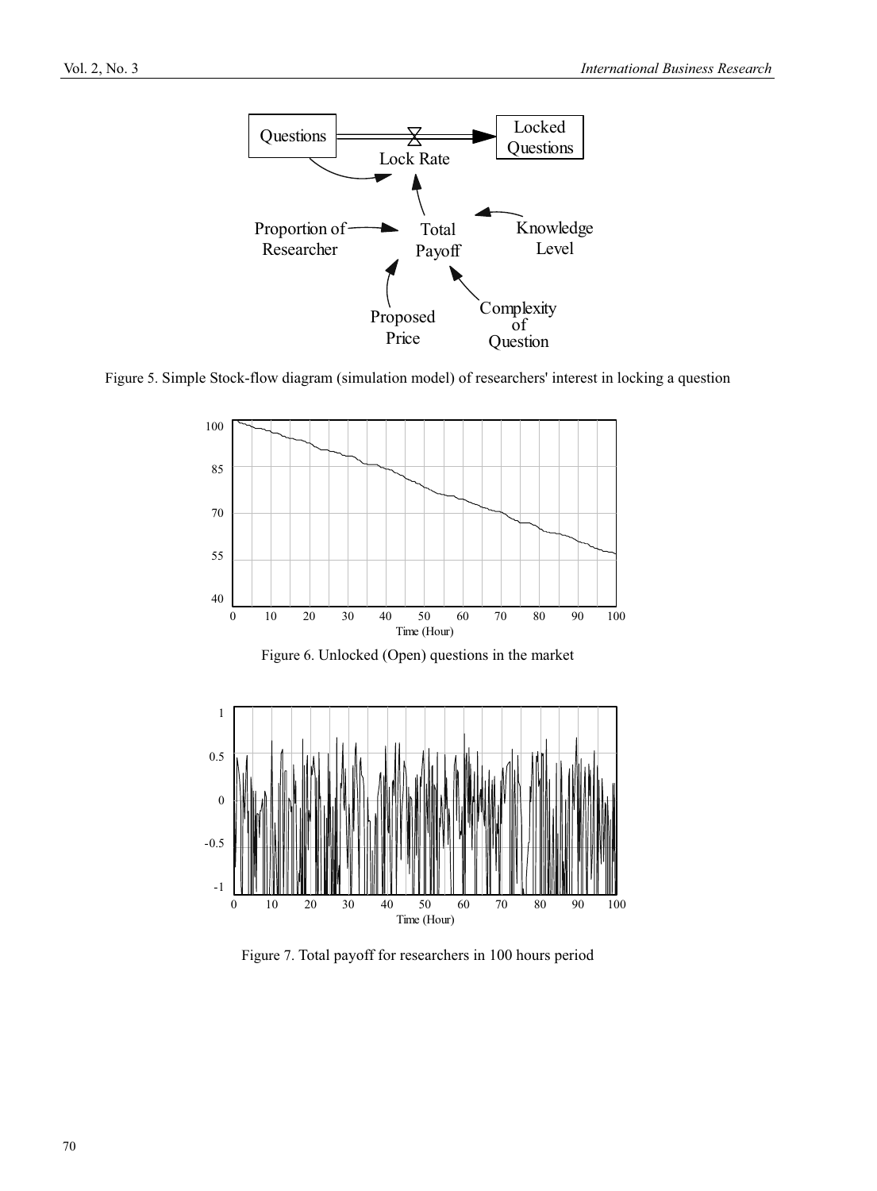Figure 5. Simple Stock-flow diagram (simulation model) of researchers' interest in locking a question

Figure 6. Unlocked (Open) questions in the market

Figure 7. Total payoff for researchers in 100 hours period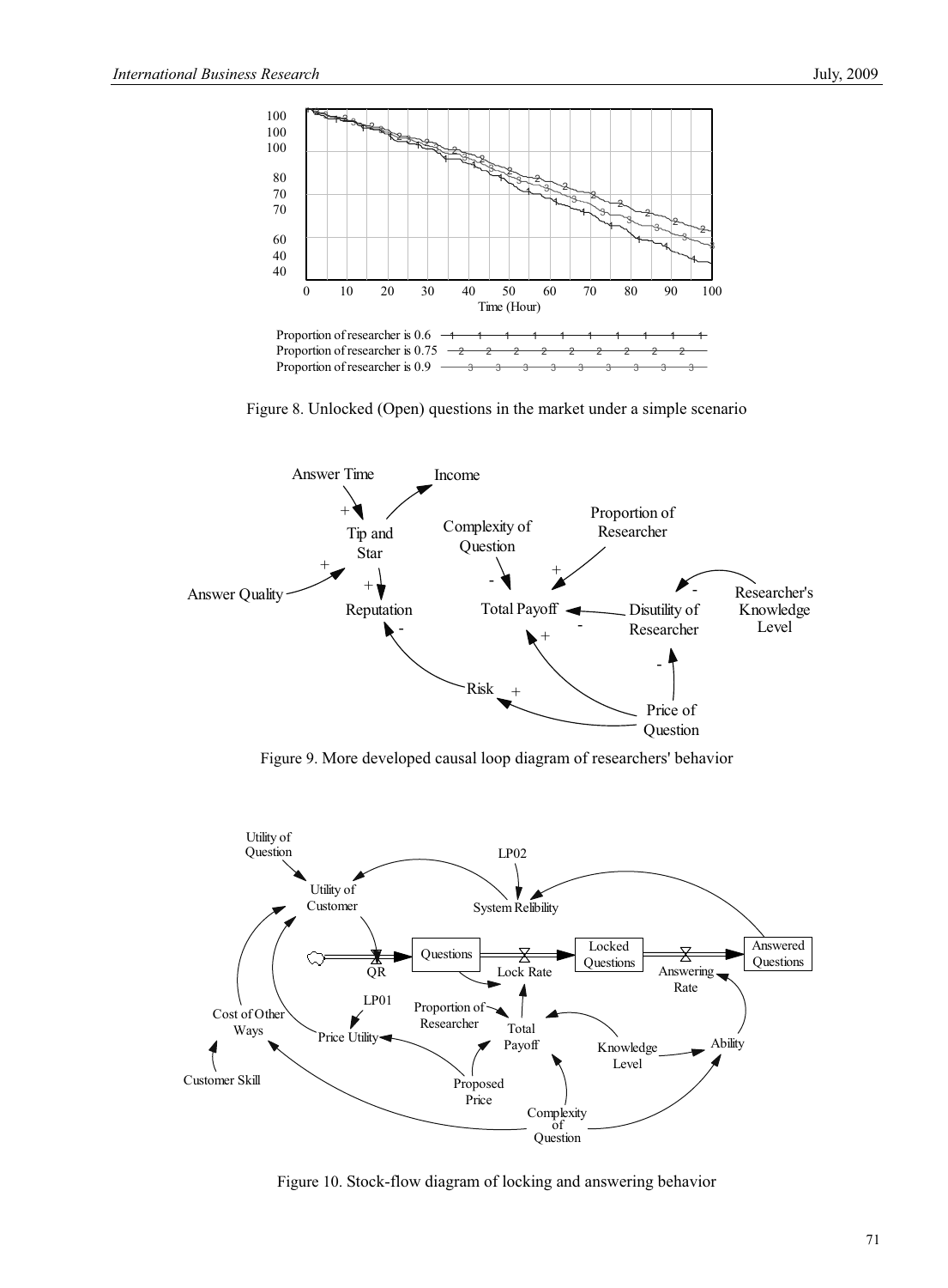100
100
100
80
70
70
60
40
40

0 10 20 30 40 50 60 70 80 90 100

Time (Hour)

Proportion of researcher is 0.6
Proportion of researcher is 0.75
Proportion of researcher is 0.9

Figure 8. Unlocked (Open) questions in the market under a simple scenario

Answer Time
Income
Tip and Star
Answer Quality
Reputation
Complexity of Question
Proportion of Researcher
Total Payoff
Disutility of Researcher
Researcher's Knowledge Level
Risk
Price of Question

Figure 9. More developed causal loop diagram of researchers' behavior

Utility of Question
Utility of Customer
LP02
System Relibility
Questions
QR
Lock Rate
Locked Questions
Answering Rate
Answered Questions
LP01
Proportion of Researcher
Total Payoff
Cost of Other Ways
Price Utility
Knowledge Level
Ability
Customer Skill
Proposed Price
Complexity of Question

Figure 10. Stock-flow diagram of locking and answering behavior